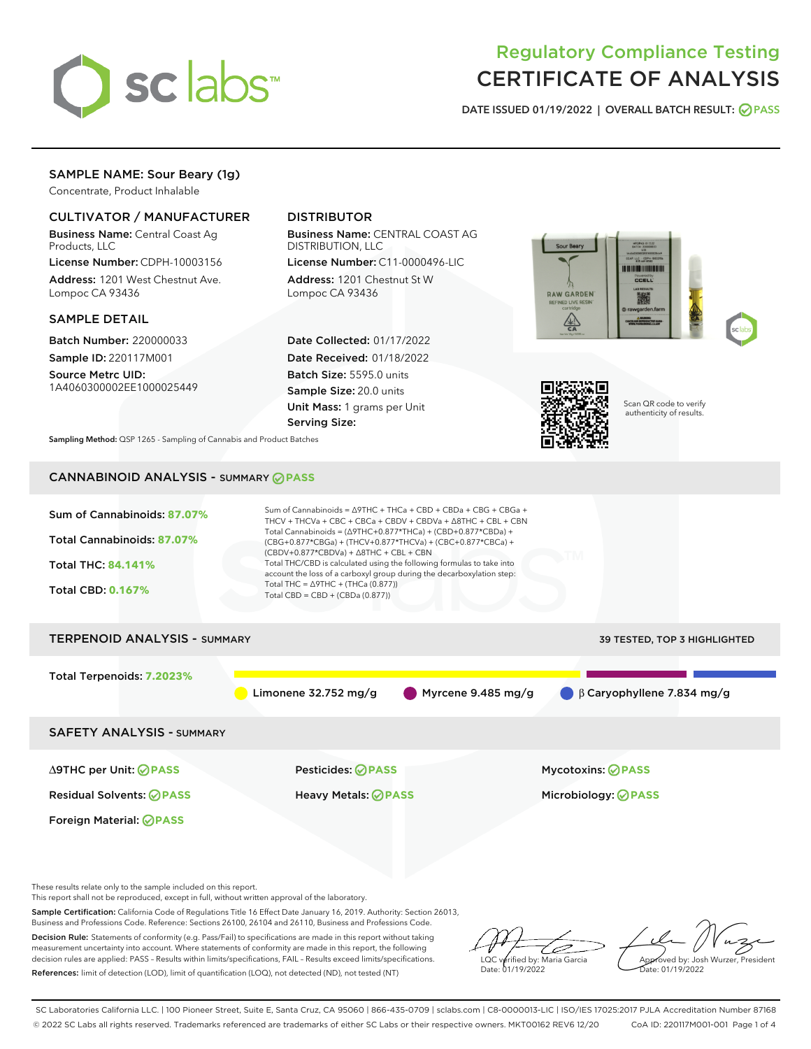# Regulatory Compliance Testing
# CERTIFICATE OF ANALYSIS

DATE ISSUED 01/19/2022 | OVERALL BATCH RESULT: PASS

## SAMPLE NAME: Sour Beary (1g)

Concentrate, Product Inhalable

### CULTIVATOR / MANUFACTURER

**Business Name:** Central Coast Ag Products, LLC

**License Number:** CDPH-10003156

**Address:** 1201 West Chestnut Ave. Lompoc CA 93436

### DISTRIBUTOR

**Business Name:** CENTRAL COAST AG DISTRIBUTION, LLC

**License Number:** C11-0000496-LIC

**Address:** 1201 Chestnut St W Lompoc CA 93436

### SAMPLE DETAIL

**Batch Number:** 220000033

**Sample ID:** 220117M001

**Source Metrc UID:** 1A4060300002EE1000025449

**Date Collected:** 01/17/2022

**Date Received:** 01/18/2022

**Batch Size:** 5595.0 units

**Sample Size:** 20.0 units

**Unit Mass:** 1 grams per Unit

**Serving Size:**

Scan QR code to verify authenticity of results.

**Sampling Method:** QSP 1265 - Sampling of Cannabis and Product Batches

## CANNABINOID ANALYSIS - SUMMARY PASS

Sum of Cannabinoids: **87.07%**

Total Cannabinoids: **87.07%**

Total THC: **84.141%**

Total CBD: **0.167%**

Sum of Cannabinoids = Δ9THC + THCa + CBD + CBDa + CBG + CBGa + THCV + THCVa + CBC + CBCa + CBDV + CBDVa + Δ8THC + CBL + CBN

Total Cannabinoids = (Δ9THC+0.877*THCa) + (CBD+0.877*CBDa) + (CBG+0.877*CBGa) + (THCV+0.877*THCVa) + (CBC+0.877*CBCa) + (CBDV+0.877*CBDVa) + Δ8THC + CBL + CBN

Total THC/CBD is calculated using the following formulas to take into account the loss of a carboxyl group during the decarboxylation step:

Total THC = Δ9THC + (THCa (0.877))

Total CBD = CBD + (CBDa (0.877))

## TERPENOID ANALYSIS - SUMMARY

39 TESTED, TOP 3 HIGHLIGHTED

Total Terpenoids: **7.2023%**

Limonene 32.752 mg/g | Myrcene 9.485 mg/g | β Caryophyllene 7.834 mg/g

## SAFETY ANALYSIS - SUMMARY

| | | |
|---|---|---|
| Δ9THC per Unit: PASS | Pesticides: PASS | Mycotoxins: PASS |
| Residual Solvents: PASS | Heavy Metals: PASS | Microbiology: PASS |
| Foreign Material: PASS | | |

These results relate only to the sample included on this report.
This report shall not be reproduced, except in full, without written approval of the laboratory.

**Sample Certification:** California Code of Regulations Title 16 Effect Date January 16, 2019. Authority: Section 26013, Business and Professions Code. Reference: Sections 26100, 26104 and 26110, Business and Professions Code.

**Decision Rule:** Statements of conformity (e.g. Pass/Fail) to specifications are made in this report without taking measurement uncertainty into account. Where statements of conformity are made in this report, the following decision rules are applied: PASS – Results within limits/specifications, FAIL – Results exceed limits/specifications.

**References:** limit of detection (LOD), limit of quantification (LOQ), not detected (ND), not tested (NT)

LQC verified by: Maria Garcia
Date: 01/19/2022

Approved by: Josh Wurzer, President
Date: 01/19/2022

SC Laboratories California LLC. | 100 Pioneer Street, Suite E, Santa Cruz, CA 95060 | 866-435-0709 | sclabs.com | C8-0000013-LIC | ISO/IES 17025:2017 PJLA Accreditation Number 87168
© 2022 SC Labs all rights reserved. Trademarks referenced are trademarks of either SC Labs or their respective owners. MKT00162 REV6 12/20 CoA ID: 220117M001-001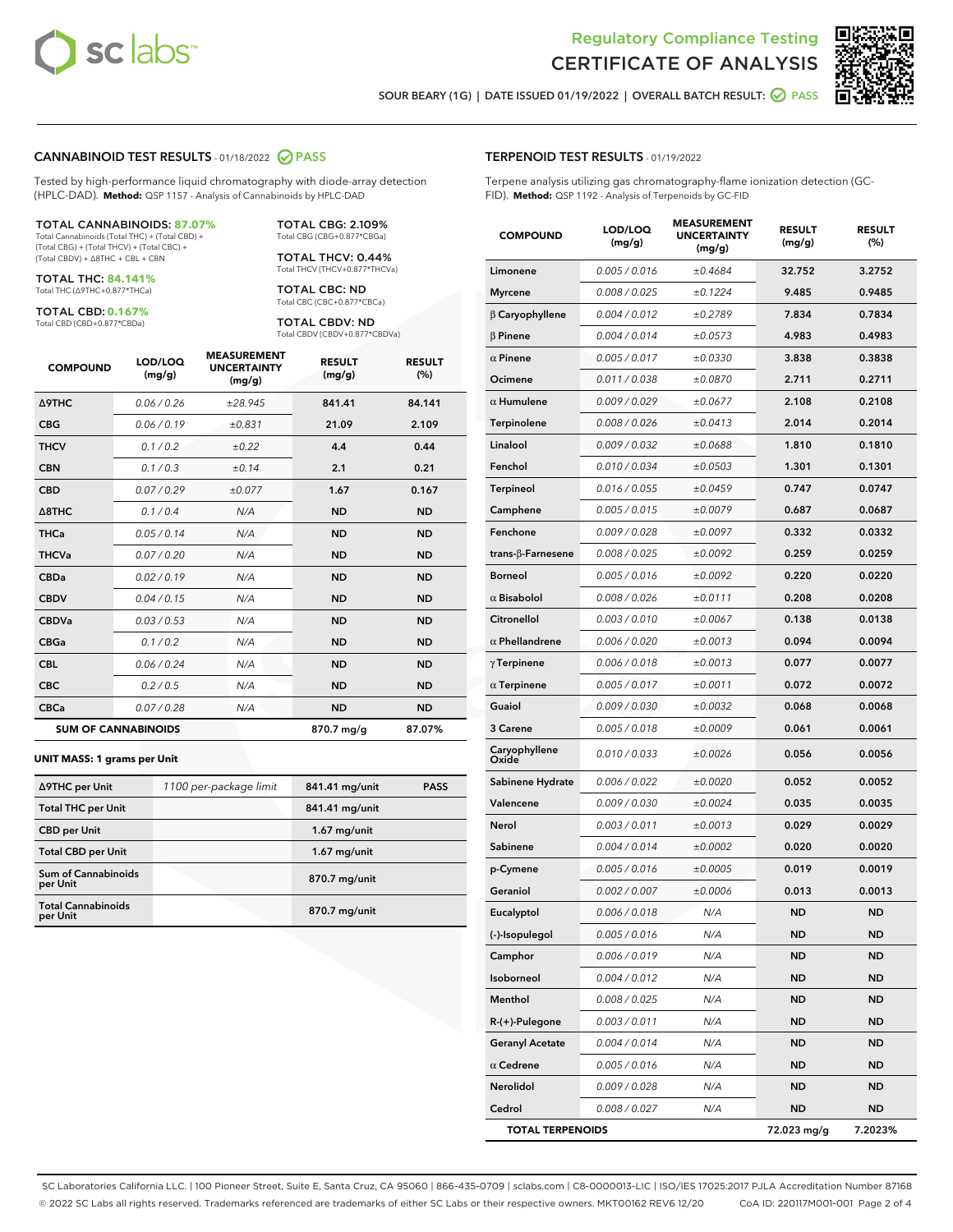Regulatory Compliance Testing
# CERTIFICATE OF ANALYSIS

SOUR BEARY (1G) | DATE ISSUED 01/19/2022 | OVERALL BATCH RESULT: PASS

## CANNABINOID TEST RESULTS - 01/18/2022 PASS

Tested by high-performance liquid chromatography with diode-array detection (HPLC-DAD). **Method:** QSP 1157 - Analysis of Cannabinoids by HPLC-DAD

**TOTAL CANNABINOIDS: 87.07%**
Total Cannabinoids (Total THC) + (Total CBD) + (Total CBG) + (Total THCV) + (Total CBC) + (Total CBDV) + Δ8THC + CBL + CBN

**TOTAL THC: 84.141%**
Total THC (Δ9THC+0.877*THCa)

**TOTAL CBD: 0.167%**
Total CBD (CBD+0.877*CBDa)

**TOTAL CBG: 2.109%**
Total CBG (CBG+0.877*CBGa)

**TOTAL THCV: 0.44%**
Total THCV (THCV+0.877*THCVa)

**TOTAL CBC: ND**
Total CBC (CBC+0.877*CBCa)

**TOTAL CBDV: ND**
Total CBDV (CBDV+0.877*CBDVa)

| COMPOUND | LOD/LOQ (mg/g) | MEASUREMENT UNCERTAINTY (mg/g) | RESULT (mg/g) | RESULT (%) |
|---|---|---|---|---|
| Δ9THC | 0.06 / 0.26 | ±28.945 | 841.41 | 84.141 |
| CBG | 0.06 / 0.19 | ±0.831 | 21.09 | 2.109 |
| THCV | 0.1 / 0.2 | ±0.22 | 4.4 | 0.44 |
| CBN | 0.1 / 0.3 | ±0.14 | 2.1 | 0.21 |
| CBD | 0.07 / 0.29 | ±0.077 | 1.67 | 0.167 |
| Δ8THC | 0.1 / 0.4 | N/A | ND | ND |
| THCa | 0.05 / 0.14 | N/A | ND | ND |
| THCVa | 0.07 / 0.20 | N/A | ND | ND |
| CBDa | 0.02 / 0.19 | N/A | ND | ND |
| CBDV | 0.04 / 0.15 | N/A | ND | ND |
| CBDVa | 0.03 / 0.53 | N/A | ND | ND |
| CBGa | 0.1 / 0.2 | N/A | ND | ND |
| CBL | 0.06 / 0.24 | N/A | ND | ND |
| CBC | 0.2 / 0.5 | N/A | ND | ND |
| CBCa | 0.07 / 0.28 | N/A | ND | ND |
| **SUM OF CANNABINOIDS** | | | **870.7 mg/g** | **87.07%** |

**UNIT MASS: 1 grams per Unit**

| | | | |
|---|---|---|---|
| Δ9THC per Unit | 1100 per-package limit | 841.41 mg/unit | PASS |
| Total THC per Unit | | 841.41 mg/unit | |
| CBD per Unit | | 1.67 mg/unit | |
| Total CBD per Unit | | 1.67 mg/unit | |
| Sum of Cannabinoids per Unit | | 870.7 mg/unit | |
| Total Cannabinoids per Unit | | 870.7 mg/unit | |

## TERPENOID TEST RESULTS - 01/19/2022

Terpene analysis utilizing gas chromatography-flame ionization detection (GC-FID). **Method:** QSP 1192 - Analysis of Terpenoids by GC-FID

| COMPOUND | LOD/LOQ (mg/g) | MEASUREMENT UNCERTAINTY (mg/g) | RESULT (mg/g) | RESULT (%) |
|---|---|---|---|---|
| Limonene | 0.005 / 0.016 | ±0.4684 | 32.752 | 3.2752 |
| Myrcene | 0.008 / 0.025 | ±0.1224 | 9.485 | 0.9485 |
| β Caryophyllene | 0.004 / 0.012 | ±0.2789 | 7.834 | 0.7834 |
| β Pinene | 0.004 / 0.014 | ±0.0573 | 4.983 | 0.4983 |
| α Pinene | 0.005 / 0.017 | ±0.0330 | 3.838 | 0.3838 |
| Ocimene | 0.011 / 0.038 | ±0.0870 | 2.711 | 0.2711 |
| α Humulene | 0.009 / 0.029 | ±0.0677 | 2.108 | 0.2108 |
| Terpinolene | 0.008 / 0.026 | ±0.0413 | 2.014 | 0.2014 |
| Linalool | 0.009 / 0.032 | ±0.0688 | 1.810 | 0.1810 |
| Fenchol | 0.010 / 0.034 | ±0.0503 | 1.301 | 0.1301 |
| Terpineol | 0.016 / 0.055 | ±0.0459 | 0.747 | 0.0747 |
| Camphene | 0.005 / 0.015 | ±0.0079 | 0.687 | 0.0687 |
| Fenchone | 0.009 / 0.028 | ±0.0097 | 0.332 | 0.0332 |
| trans-β-Farnesene | 0.008 / 0.025 | ±0.0092 | 0.259 | 0.0259 |
| Borneol | 0.005 / 0.016 | ±0.0092 | 0.220 | 0.0220 |
| α Bisabolol | 0.008 / 0.026 | ±0.0111 | 0.208 | 0.0208 |
| Citronellol | 0.003 / 0.010 | ±0.0067 | 0.138 | 0.0138 |
| α Phellandrene | 0.006 / 0.020 | ±0.0013 | 0.094 | 0.0094 |
| γ Terpinene | 0.006 / 0.018 | ±0.0013 | 0.077 | 0.0077 |
| α Terpinene | 0.005 / 0.017 | ±0.0011 | 0.072 | 0.0072 |
| Guaiol | 0.009 / 0.030 | ±0.0032 | 0.068 | 0.0068 |
| 3 Carene | 0.005 / 0.018 | ±0.0009 | 0.061 | 0.0061 |
| Caryophyllene Oxide | 0.010 / 0.033 | ±0.0026 | 0.056 | 0.0056 |
| Sabinene Hydrate | 0.006 / 0.022 | ±0.0020 | 0.052 | 0.0052 |
| Valencene | 0.009 / 0.030 | ±0.0024 | 0.035 | 0.0035 |
| Nerol | 0.003 / 0.011 | ±0.0013 | 0.029 | 0.0029 |
| Sabinene | 0.004 / 0.014 | ±0.0002 | 0.020 | 0.0020 |
| p-Cymene | 0.005 / 0.016 | ±0.0005 | 0.019 | 0.0019 |
| Geraniol | 0.002 / 0.007 | ±0.0006 | 0.013 | 0.0013 |
| Eucalyptol | 0.006 / 0.018 | N/A | ND | ND |
| (-)-Isopulegol | 0.005 / 0.016 | N/A | ND | ND |
| Camphor | 0.006 / 0.019 | N/A | ND | ND |
| Isoborneol | 0.004 / 0.012 | N/A | ND | ND |
| Menthol | 0.008 / 0.025 | N/A | ND | ND |
| R-(+)-Pulegone | 0.003 / 0.011 | N/A | ND | ND |
| Geranyl Acetate | 0.004 / 0.014 | N/A | ND | ND |
| α Cedrene | 0.005 / 0.016 | N/A | ND | ND |
| Nerolidol | 0.009 / 0.028 | N/A | ND | ND |
| Cedrol | 0.008 / 0.027 | N/A | ND | ND |
| **TOTAL TERPENOIDS** | | | **72.023 mg/g** | **7.2023%** |

SC Laboratories California LLC. | 100 Pioneer Street, Suite E, Santa Cruz, CA 95060 | 866-435-0709 | sclabs.com | C8-0000013-LIC | ISO/IES 17025:2017 PJLA Accreditation Number 87168
© 2022 SC Labs all rights reserved. Trademarks referenced are trademarks of either SC Labs or their respective owners. MKT00162 REV6 12/20 CoA ID: 220117M001-001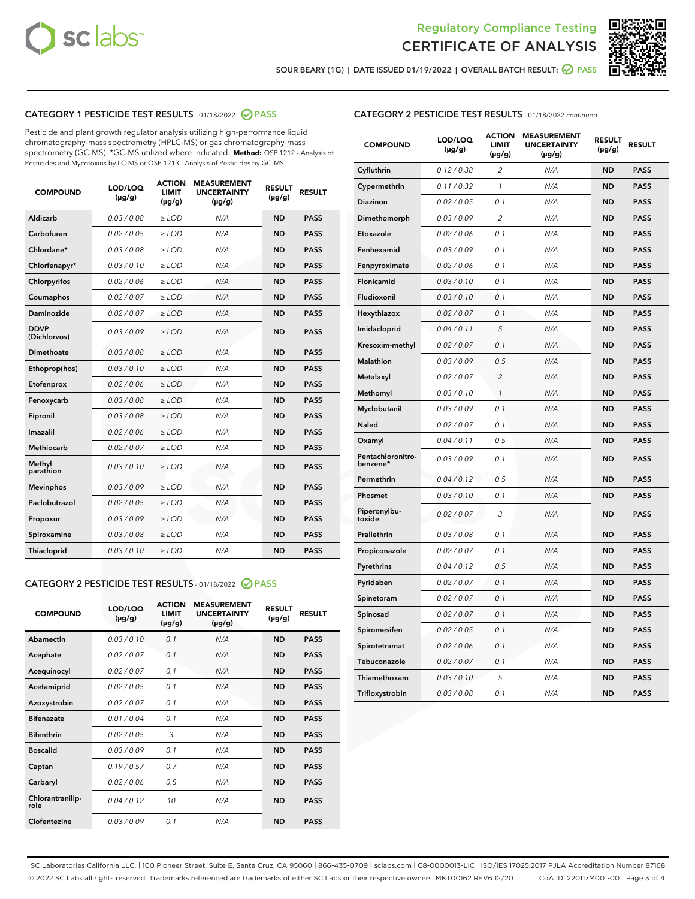# Regulatory Compliance Testing
# CERTIFICATE OF ANALYSIS

SOUR BEARY (1G) | DATE ISSUED 01/19/2022 | OVERALL BATCH RESULT: PASS

## CATEGORY 1 PESTICIDE TEST RESULTS - 01/18/2022 PASS

Pesticide and plant growth regulator analysis utilizing high-performance liquid chromatography-mass spectrometry (HPLC-MS) or gas chromatography-mass spectrometry (GC-MS). *GC-MS utilized where indicated. **Method:** QSP 1212 - Analysis of Pesticides and Mycotoxins by LC-MS or QSP 1213 - Analysis of Pesticides by GC-MS

| COMPOUND | LOD/LOQ (µg/g) | ACTION LIMIT (µg/g) | MEASUREMENT UNCERTAINTY (µg/g) | RESULT (µg/g) | RESULT |
|---|---|---|---|---|---|
| Aldicarb | 0.03 / 0.08 | ≥ LOD | N/A | ND | PASS |
| Carbofuran | 0.02 / 0.05 | ≥ LOD | N/A | ND | PASS |
| Chlordane* | 0.03 / 0.08 | ≥ LOD | N/A | ND | PASS |
| Chlorfenapyr* | 0.03 / 0.10 | ≥ LOD | N/A | ND | PASS |
| Chlorpyrifos | 0.02 / 0.06 | ≥ LOD | N/A | ND | PASS |
| Coumaphos | 0.02 / 0.07 | ≥ LOD | N/A | ND | PASS |
| Daminozide | 0.02 / 0.07 | ≥ LOD | N/A | ND | PASS |
| DDVP (Dichlorvos) | 0.03 / 0.09 | ≥ LOD | N/A | ND | PASS |
| Dimethoate | 0.03 / 0.08 | ≥ LOD | N/A | ND | PASS |
| Ethoprop(hos) | 0.03 / 0.10 | ≥ LOD | N/A | ND | PASS |
| Etofenprox | 0.02 / 0.06 | ≥ LOD | N/A | ND | PASS |
| Fenoxycarb | 0.03 / 0.08 | ≥ LOD | N/A | ND | PASS |
| Fipronil | 0.03 / 0.08 | ≥ LOD | N/A | ND | PASS |
| Imazalil | 0.02 / 0.06 | ≥ LOD | N/A | ND | PASS |
| Methiocarb | 0.02 / 0.07 | ≥ LOD | N/A | ND | PASS |
| Methyl parathion | 0.03 / 0.10 | ≥ LOD | N/A | ND | PASS |
| Mevinphos | 0.03 / 0.09 | ≥ LOD | N/A | ND | PASS |
| Paclobutrazol | 0.02 / 0.05 | ≥ LOD | N/A | ND | PASS |
| Propoxur | 0.03 / 0.09 | ≥ LOD | N/A | ND | PASS |
| Spiroxamine | 0.03 / 0.08 | ≥ LOD | N/A | ND | PASS |
| Thiacloprid | 0.03 / 0.10 | ≥ LOD | N/A | ND | PASS |

## CATEGORY 2 PESTICIDE TEST RESULTS - 01/18/2022 PASS

| COMPOUND | LOD/LOQ (µg/g) | ACTION LIMIT (µg/g) | MEASUREMENT UNCERTAINTY (µg/g) | RESULT (µg/g) | RESULT |
|---|---|---|---|---|---|
| Abamectin | 0.03 / 0.10 | 0.1 | N/A | ND | PASS |
| Acephate | 0.02 / 0.07 | 0.1 | N/A | ND | PASS |
| Acequinocyl | 0.02 / 0.07 | 0.1 | N/A | ND | PASS |
| Acetamiprid | 0.02 / 0.05 | 0.1 | N/A | ND | PASS |
| Azoxystrobin | 0.02 / 0.07 | 0.1 | N/A | ND | PASS |
| Bifenazate | 0.01 / 0.04 | 0.1 | N/A | ND | PASS |
| Bifenthrin | 0.02 / 0.05 | 3 | N/A | ND | PASS |
| Boscalid | 0.03 / 0.09 | 0.1 | N/A | ND | PASS |
| Captan | 0.19 / 0.57 | 0.7 | N/A | ND | PASS |
| Carbaryl | 0.02 / 0.06 | 0.5 | N/A | ND | PASS |
| Chlorantraniliprole | 0.04 / 0.12 | 10 | N/A | ND | PASS |
| Clofentezine | 0.03 / 0.09 | 0.1 | N/A | ND | PASS |
| Cyfluthrin | 0.12 / 0.38 | 2 | N/A | ND | PASS |
| Cypermethrin | 0.11 / 0.32 | 1 | N/A | ND | PASS |
| Diazinon | 0.02 / 0.05 | 0.1 | N/A | ND | PASS |
| Dimethomorph | 0.03 / 0.09 | 2 | N/A | ND | PASS |
| Etoxazole | 0.02 / 0.06 | 0.1 | N/A | ND | PASS |
| Fenhexamid | 0.03 / 0.09 | 0.1 | N/A | ND | PASS |
| Fenpyroximate | 0.02 / 0.06 | 0.1 | N/A | ND | PASS |
| Flonicamid | 0.03 / 0.10 | 0.1 | N/A | ND | PASS |
| Fludioxonil | 0.03 / 0.10 | 0.1 | N/A | ND | PASS |
| Hexythiazox | 0.02 / 0.07 | 0.1 | N/A | ND | PASS |
| Imidacloprid | 0.04 / 0.11 | 5 | N/A | ND | PASS |
| Kresoxim-methyl | 0.02 / 0.07 | 0.1 | N/A | ND | PASS |
| Malathion | 0.03 / 0.09 | 0.5 | N/A | ND | PASS |
| Metalaxyl | 0.02 / 0.07 | 2 | N/A | ND | PASS |
| Methomyl | 0.03 / 0.10 | 1 | N/A | ND | PASS |
| Myclobutanil | 0.03 / 0.09 | 0.1 | N/A | ND | PASS |
| Naled | 0.02 / 0.07 | 0.1 | N/A | ND | PASS |
| Oxamyl | 0.04 / 0.11 | 0.5 | N/A | ND | PASS |
| Pentachloronitrobenzene* | 0.03 / 0.09 | 0.1 | N/A | ND | PASS |
| Permethrin | 0.04 / 0.12 | 0.5 | N/A | ND | PASS |
| Phosmet | 0.03 / 0.10 | 0.1 | N/A | ND | PASS |
| Piperonylbutoxide | 0.02 / 0.07 | 3 | N/A | ND | PASS |
| Prallethrin | 0.03 / 0.08 | 0.1 | N/A | ND | PASS |
| Propiconazole | 0.02 / 0.07 | 0.1 | N/A | ND | PASS |
| Pyrethrins | 0.04 / 0.12 | 0.5 | N/A | ND | PASS |
| Pyridaben | 0.02 / 0.07 | 0.1 | N/A | ND | PASS |
| Spinetoram | 0.02 / 0.07 | 0.1 | N/A | ND | PASS |
| Spinosad | 0.02 / 0.07 | 0.1 | N/A | ND | PASS |
| Spiromesifen | 0.02 / 0.05 | 0.1 | N/A | ND | PASS |
| Spirotetramat | 0.02 / 0.06 | 0.1 | N/A | ND | PASS |
| Tebuconazole | 0.02 / 0.07 | 0.1 | N/A | ND | PASS |
| Thiamethoxam | 0.03 / 0.10 | 5 | N/A | ND | PASS |
| Trifloxystrobin | 0.03 / 0.08 | 0.1 | N/A | ND | PASS |

SC Laboratories California LLC. | 100 Pioneer Street, Suite E, Santa Cruz, CA 95060 | 866-435-0709 | sclabs.com | C8-0000013-LIC | ISO/IES 17025:2017 PJLA Accreditation Number 87168
© 2022 SC Labs all rights reserved. Trademarks referenced are trademarks of either SC Labs or their respective owners. MKT00162 REV6 12/20 CoA ID: 220117M001-001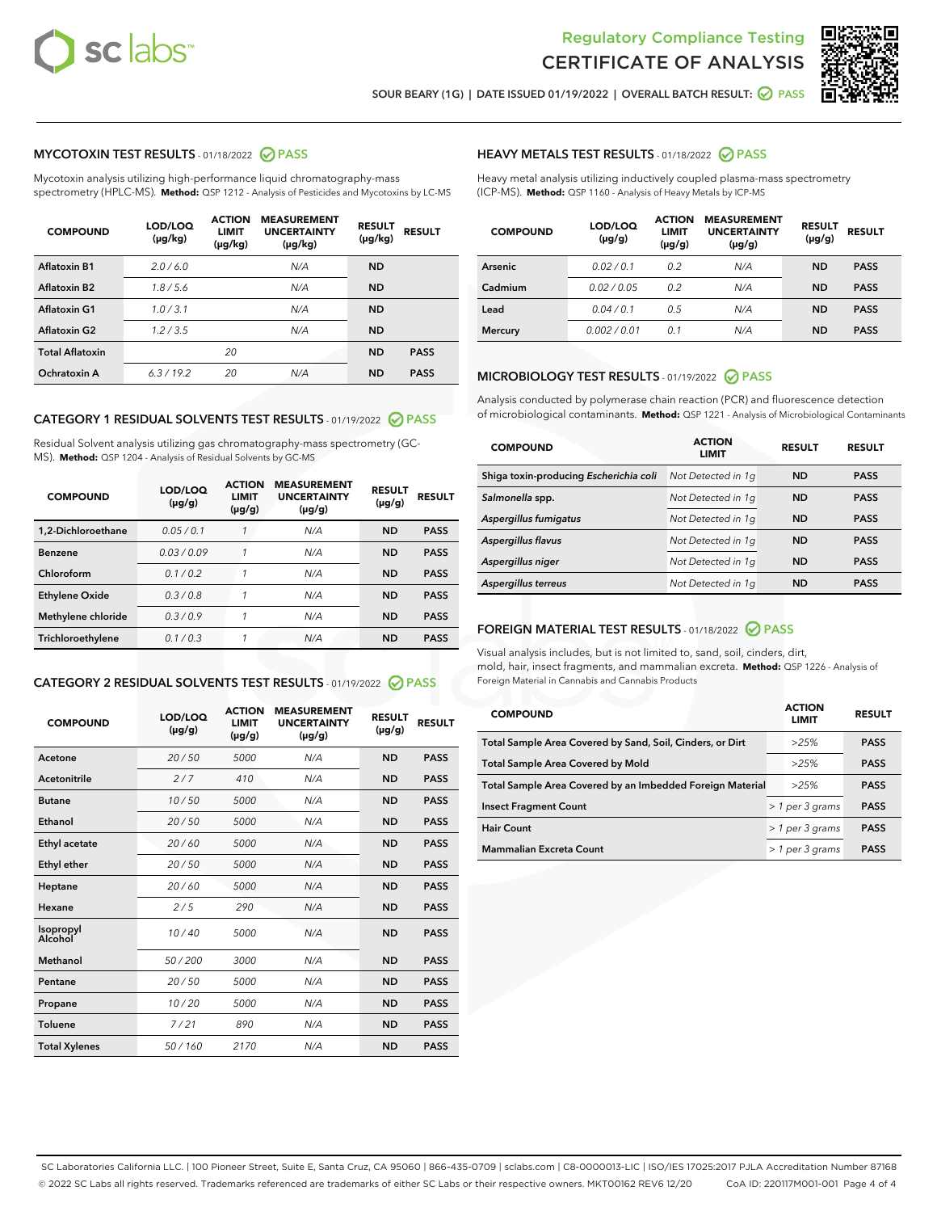Regulatory Compliance Testing
# CERTIFICATE OF ANALYSIS

SOUR BEARY (1G) | DATE ISSUED 01/19/2022 | OVERALL BATCH RESULT: PASS

## MYCOTOXIN TEST RESULTS - 01/18/2022 PASS

Mycotoxin analysis utilizing high-performance liquid chromatography-mass spectrometry (HPLC-MS). **Method:** QSP 1212 - Analysis of Pesticides and Mycotoxins by LC-MS

| COMPOUND | LOD/LOQ (µg/kg) | ACTION LIMIT (µg/kg) | MEASUREMENT UNCERTAINTY (µg/kg) | RESULT (µg/kg) | RESULT |
|---|---|---|---|---|---|
| Aflatoxin B1 | 2.0 / 6.0 | | N/A | ND | |
| Aflatoxin B2 | 1.8 / 5.6 | | N/A | ND | |
| Aflatoxin G1 | 1.0 / 3.1 | | N/A | ND | |
| Aflatoxin G2 | 1.2 / 3.5 | | N/A | ND | |
| Total Aflatoxin | | 20 | | ND | PASS |
| Ochratoxin A | 6.3 / 19.2 | 20 | N/A | ND | PASS |

## CATEGORY 1 RESIDUAL SOLVENTS TEST RESULTS - 01/19/2022 PASS

Residual Solvent analysis utilizing gas chromatography-mass spectrometry (GC-MS). **Method:** QSP 1204 - Analysis of Residual Solvents by GC-MS

| COMPOUND | LOD/LOQ (µg/g) | ACTION LIMIT (µg/g) | MEASUREMENT UNCERTAINTY (µg/g) | RESULT (µg/g) | RESULT |
|---|---|---|---|---|---|
| 1,2-Dichloroethane | 0.05 / 0.1 | 1 | N/A | ND | PASS |
| Benzene | 0.03 / 0.09 | 1 | N/A | ND | PASS |
| Chloroform | 0.1 / 0.2 | 1 | N/A | ND | PASS |
| Ethylene Oxide | 0.3 / 0.8 | 1 | N/A | ND | PASS |
| Methylene chloride | 0.3 / 0.9 | 1 | N/A | ND | PASS |
| Trichloroethylene | 0.1 / 0.3 | 1 | N/A | ND | PASS |

## CATEGORY 2 RESIDUAL SOLVENTS TEST RESULTS - 01/19/2022 PASS

| COMPOUND | LOD/LOQ (µg/g) | ACTION LIMIT (µg/g) | MEASUREMENT UNCERTAINTY (µg/g) | RESULT (µg/g) | RESULT |
|---|---|---|---|---|---|
| Acetone | 20 / 50 | 5000 | N/A | ND | PASS |
| Acetonitrile | 2 / 7 | 410 | N/A | ND | PASS |
| Butane | 10 / 50 | 5000 | N/A | ND | PASS |
| Ethanol | 20 / 50 | 5000 | N/A | ND | PASS |
| Ethyl acetate | 20 / 60 | 5000 | N/A | ND | PASS |
| Ethyl ether | 20 / 50 | 5000 | N/A | ND | PASS |
| Heptane | 20 / 60 | 5000 | N/A | ND | PASS |
| Hexane | 2 / 5 | 290 | N/A | ND | PASS |
| Isopropyl Alcohol | 10 / 40 | 5000 | N/A | ND | PASS |
| Methanol | 50 / 200 | 3000 | N/A | ND | PASS |
| Pentane | 20 / 50 | 5000 | N/A | ND | PASS |
| Propane | 10 / 20 | 5000 | N/A | ND | PASS |
| Toluene | 7 / 21 | 890 | N/A | ND | PASS |
| Total Xylenes | 50 / 160 | 2170 | N/A | ND | PASS |

## HEAVY METALS TEST RESULTS - 01/18/2022 PASS

Heavy metal analysis utilizing inductively coupled plasma-mass spectrometry (ICP-MS). **Method:** QSP 1160 - Analysis of Heavy Metals by ICP-MS

| COMPOUND | LOD/LOQ (µg/g) | ACTION LIMIT (µg/g) | MEASUREMENT UNCERTAINTY (µg/g) | RESULT (µg/g) | RESULT |
|---|---|---|---|---|---|
| Arsenic | 0.02 / 0.1 | 0.2 | N/A | ND | PASS |
| Cadmium | 0.02 / 0.05 | 0.2 | N/A | ND | PASS |
| Lead | 0.04 / 0.1 | 0.5 | N/A | ND | PASS |
| Mercury | 0.002 / 0.01 | 0.1 | N/A | ND | PASS |

## MICROBIOLOGY TEST RESULTS - 01/19/2022 PASS

Analysis conducted by polymerase chain reaction (PCR) and fluorescence detection of microbiological contaminants. **Method:** QSP 1221 - Analysis of Microbiological Contaminants

| COMPOUND | ACTION LIMIT | RESULT | RESULT |
|---|---|---|---|
| Shiga toxin-producing *Escherichia coli* | Not Detected in 1g | ND | PASS |
| *Salmonella* spp. | Not Detected in 1g | ND | PASS |
| *Aspergillus fumigatus* | Not Detected in 1g | ND | PASS |
| *Aspergillus flavus* | Not Detected in 1g | ND | PASS |
| *Aspergillus niger* | Not Detected in 1g | ND | PASS |
| *Aspergillus terreus* | Not Detected in 1g | ND | PASS |

## FOREIGN MATERIAL TEST RESULTS - 01/18/2022 PASS

Visual analysis includes, but is not limited to, sand, soil, cinders, dirt, mold, hair, insect fragments, and mammalian excreta. **Method:** QSP 1226 - Analysis of Foreign Material in Cannabis and Cannabis Products

| COMPOUND | ACTION LIMIT | RESULT |
|---|---|---|
| Total Sample Area Covered by Sand, Soil, Cinders, or Dirt | >25% | PASS |
| Total Sample Area Covered by Mold | >25% | PASS |
| Total Sample Area Covered by an Imbedded Foreign Material | >25% | PASS |
| Insect Fragment Count | > 1 per 3 grams | PASS |
| Hair Count | > 1 per 3 grams | PASS |
| Mammalian Excreta Count | > 1 per 3 grams | PASS |

SC Laboratories California LLC. | 100 Pioneer Street, Suite E, Santa Cruz, CA 95060 | 866-435-0709 | sclabs.com | C8-0000013-LIC | ISO/IES 17025:2017 PJLA Accreditation Number 87168
© 2022 SC Labs all rights reserved. Trademarks referenced are trademarks of either SC Labs or their respective owners. MKT00162 REV6 12/20 CoA ID: 220117M001-001